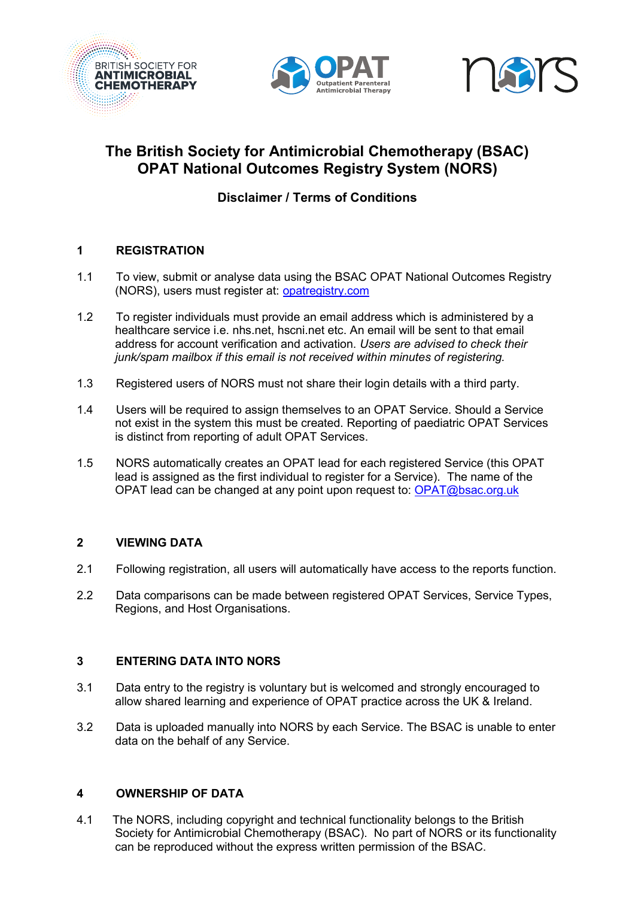# The British Society for Antimicrobial Chemotherapy (BSAC) OPAT National Outcomes Registry System (NORS)

### Disclaimer / Terms of Conditions

## 1 REGISTRATION

1.1 To view, submit or analyse data using the BSAC OPAT National Outcomes Registry (NORS), users must register at: [opatregistry.com](opatregistry.com)

1.2 To register individuals must provide an email address which is administered by a healthcare service i.e. nhs.net, hscni.net etc. An email will be sent to that email address for account verification and activation. *Users are advised to check their junk/spam mailbox if this email is not received within minutes of registering.*

1.3 Registered users of NORS must not share their login details with a third party.

1.4 Users will be required to assign themselves to an OPAT Service. Should a Service not exist in the system this must be created. Reporting of paediatric OPAT Services is distinct from reporting of adult OPAT Services.

1.5 NORS automatically creates an OPAT lead for each registered Service (this OPAT lead is assigned as the first individual to register for a Service). The name of the OPAT lead can be changed at any point upon request to: [OPAT@bsac.org.uk](mailto:OPAT@bsac.org.uk)

## 2 VIEWING DATA

2.1 Following registration, all users will automatically have access to the reports function.

2.2 Data comparisons can be made between registered OPAT Services, Service Types, Regions, and Host Organisations.

## 3 ENTERING DATA INTO NORS

3.1 Data entry to the registry is voluntary but is welcomed and strongly encouraged to allow shared learning and experience of OPAT practice across the UK & Ireland.

3.2 Data is uploaded manually into NORS by each Service. The BSAC is unable to enter data on the behalf of any Service.

## 4 OWNERSHIP OF DATA

4.1 The NORS, including copyright and technical functionality belongs to the British Society for Antimicrobial Chemotherapy (BSAC). No part of NORS or its functionality can be reproduced without the express written permission of the BSAC.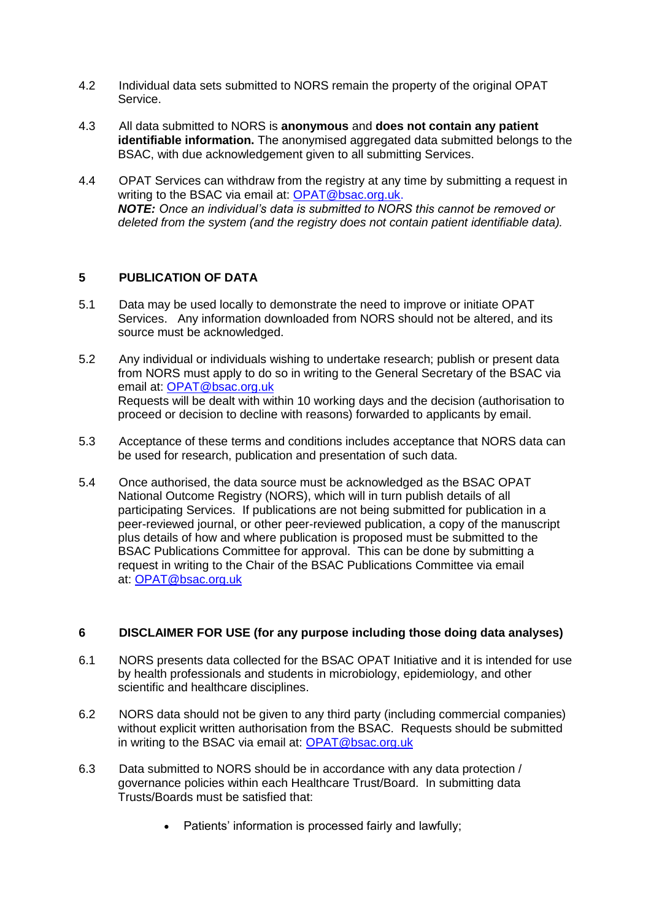4.2 Individual data sets submitted to NORS remain the property of the original OPAT Service.

4.3 All data submitted to NORS is **anonymous** and **does not contain any patient identifiable information.** The anonymised aggregated data submitted belongs to the BSAC, with due acknowledgement given to all submitting Services.

4.4 OPAT Services can withdraw from the registry at any time by submitting a request in writing to the BSAC via email at: OPAT@bsac.org.uk.
***NOTE:*** *Once an individual's data is submitted to NORS this cannot be removed or deleted from the system (and the registry does not contain patient identifiable data).*

## 5 PUBLICATION OF DATA

5.1 Data may be used locally to demonstrate the need to improve or initiate OPAT Services. Any information downloaded from NORS should not be altered, and its source must be acknowledged.

5.2 Any individual or individuals wishing to undertake research; publish or present data from NORS must apply to do so in writing to the General Secretary of the BSAC via email at: OPAT@bsac.org.uk
Requests will be dealt with within 10 working days and the decision (authorisation to proceed or decision to decline with reasons) forwarded to applicants by email.

5.3 Acceptance of these terms and conditions includes acceptance that NORS data can be used for research, publication and presentation of such data.

5.4 Once authorised, the data source must be acknowledged as the BSAC OPAT National Outcome Registry (NORS), which will in turn publish details of all participating Services. If publications are not being submitted for publication in a peer-reviewed journal, or other peer-reviewed publication, a copy of the manuscript plus details of how and where publication is proposed must be submitted to the BSAC Publications Committee for approval. This can be done by submitting a request in writing to the Chair of the BSAC Publications Committee via email at: OPAT@bsac.org.uk

## 6 DISCLAIMER FOR USE (for any purpose including those doing data analyses)

6.1 NORS presents data collected for the BSAC OPAT Initiative and it is intended for use by health professionals and students in microbiology, epidemiology, and other scientific and healthcare disciplines.

6.2 NORS data should not be given to any third party (including commercial companies) without explicit written authorisation from the BSAC. Requests should be submitted in writing to the BSAC via email at: OPAT@bsac.org.uk

6.3 Data submitted to NORS should be in accordance with any data protection / governance policies within each Healthcare Trust/Board. In submitting data Trusts/Boards must be satisfied that:

- Patients' information is processed fairly and lawfully;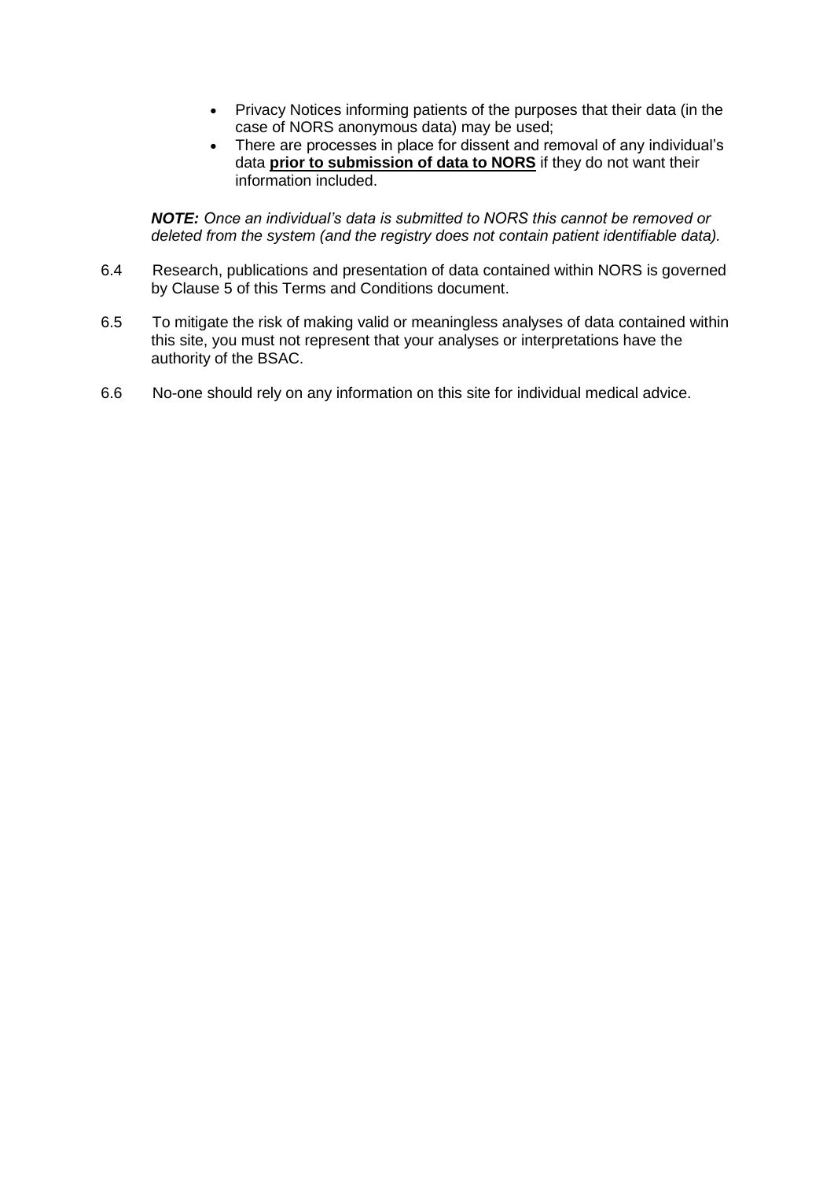- Privacy Notices informing patients of the purposes that their data (in the case of NORS anonymous data) may be used;
- There are processes in place for dissent and removal of any individual's data **prior to submission of data to NORS** if they do not want their information included.

***NOTE:*** *Once an individual's data is submitted to NORS this cannot be removed or deleted from the system (and the registry does not contain patient identifiable data).*

6.4 Research, publications and presentation of data contained within NORS is governed by Clause 5 of this Terms and Conditions document.

6.5 To mitigate the risk of making valid or meaningless analyses of data contained within this site, you must not represent that your analyses or interpretations have the authority of the BSAC.

6.6 No-one should rely on any information on this site for individual medical advice.